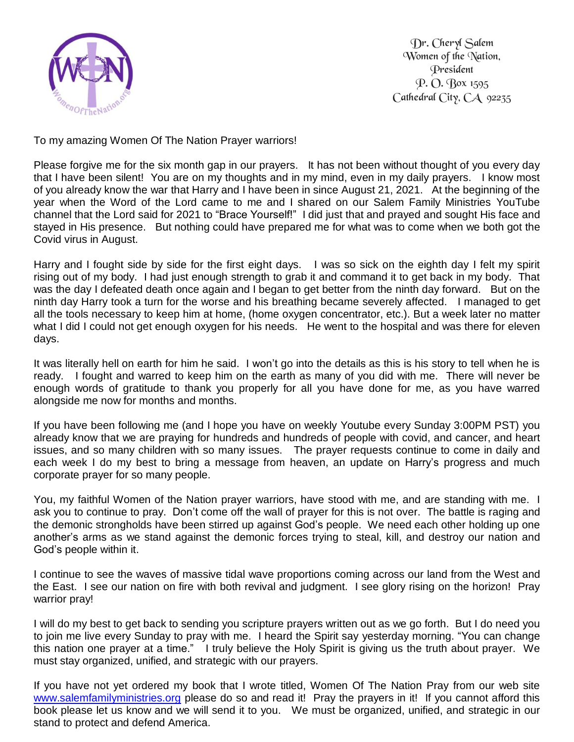Dr. Cheryl Salem
Women of the Nation,
President
P. O. Box 1595
Cathedral City, CA 92235

To my amazing Women Of The Nation Prayer warriors!

Please forgive me for the six month gap in our prayers. It has not been without thought of you every day that I have been silent! You are on my thoughts and in my mind, even in my daily prayers. I know most of you already know the war that Harry and I have been in since August 21, 2021. At the beginning of the year when the Word of the Lord came to me and I shared on our Salem Family Ministries YouTube channel that the Lord said for 2021 to "Brace Yourself!" I did just that and prayed and sought His face and stayed in His presence. But nothing could have prepared me for what was to come when we both got the Covid virus in August.

Harry and I fought side by side for the first eight days. I was so sick on the eighth day I felt my spirit rising out of my body. I had just enough strength to grab it and command it to get back in my body. That was the day I defeated death once again and I began to get better from the ninth day forward. But on the ninth day Harry took a turn for the worse and his breathing became severely affected. I managed to get all the tools necessary to keep him at home, (home oxygen concentrator, etc.). But a week later no matter what I did I could not get enough oxygen for his needs. He went to the hospital and was there for eleven days.

It was literally hell on earth for him he said. I won't go into the details as this is his story to tell when he is ready. I fought and warred to keep him on the earth as many of you did with me. There will never be enough words of gratitude to thank you properly for all you have done for me, as you have warred alongside me now for months and months.

If you have been following me (and I hope you have on weekly Youtube every Sunday 3:00PM PST) you already know that we are praying for hundreds and hundreds of people with covid, and cancer, and heart issues, and so many children with so many issues. The prayer requests continue to come in daily and each week I do my best to bring a message from heaven, an update on Harry's progress and much corporate prayer for so many people.

You, my faithful Women of the Nation prayer warriors, have stood with me, and are standing with me. I ask you to continue to pray. Don't come off the wall of prayer for this is not over. The battle is raging and the demonic strongholds have been stirred up against God's people. We need each other holding up one another's arms as we stand against the demonic forces trying to steal, kill, and destroy our nation and God's people within it.

I continue to see the waves of massive tidal wave proportions coming across our land from the West and the East. I see our nation on fire with both revival and judgment. I see glory rising on the horizon! Pray warrior pray!

I will do my best to get back to sending you scripture prayers written out as we go forth. But I do need you to join me live every Sunday to pray with me. I heard the Spirit say yesterday morning. "You can change this nation one prayer at a time." I truly believe the Holy Spirit is giving us the truth about prayer. We must stay organized, unified, and strategic with our prayers.

If you have not yet ordered my book that I wrote titled, Women Of The Nation Pray from our web site [www.salemfamilyministries.org](http://www.salemfamilyministries.org) please do so and read it! Pray the prayers in it! If you cannot afford this book please let us know and we will send it to you. We must be organized, unified, and strategic in our stand to protect and defend America.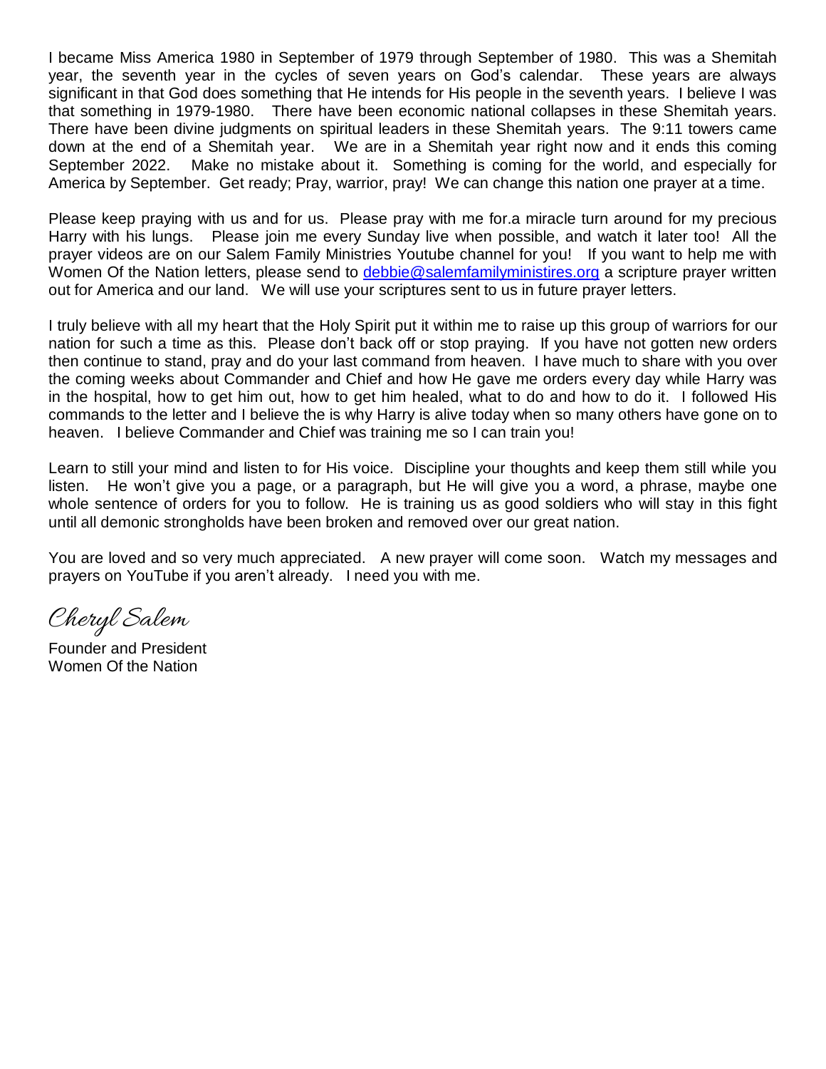I became Miss America 1980 in September of 1979 through September of 1980. This was a Shemitah year, the seventh year in the cycles of seven years on God's calendar. These years are always significant in that God does something that He intends for His people in the seventh years. I believe I was that something in 1979-1980. There have been economic national collapses in these Shemitah years. There have been divine judgments on spiritual leaders in these Shemitah years. The 9:11 towers came down at the end of a Shemitah year. We are in a Shemitah year right now and it ends this coming September 2022. Make no mistake about it. Something is coming for the world, and especially for America by September. Get ready; Pray, warrior, pray! We can change this nation one prayer at a time.

Please keep praying with us and for us. Please pray with me for.a miracle turn around for my precious Harry with his lungs. Please join me every Sunday live when possible, and watch it later too! All the prayer videos are on our Salem Family Ministries Youtube channel for you! If you want to help me with Women Of the Nation letters, please send to [debbie@salemfamilyministires.org](mailto:debbie@salemfamilyministires.org) a scripture prayer written out for America and our land. We will use your scriptures sent to us in future prayer letters.

I truly believe with all my heart that the Holy Spirit put it within me to raise up this group of warriors for our nation for such a time as this. Please don't back off or stop praying. If you have not gotten new orders then continue to stand, pray and do your last command from heaven. I have much to share with you over the coming weeks about Commander and Chief and how He gave me orders every day while Harry was in the hospital, how to get him out, how to get him healed, what to do and how to do it. I followed His commands to the letter and I believe the is why Harry is alive today when so many others have gone on to heaven. I believe Commander and Chief was training me so I can train you!

Learn to still your mind and listen to for His voice. Discipline your thoughts and keep them still while you listen. He won't give you a page, or a paragraph, but He will give you a word, a phrase, maybe one whole sentence of orders for you to follow. He is training us as good soldiers who will stay in this fight until all demonic strongholds have been broken and removed over our great nation.

You are loved and so very much appreciated. A new prayer will come soon. Watch my messages and prayers on YouTube if you aren't already. I need you with me.

*Cheryl Salem*

Founder and President
Women Of the Nation